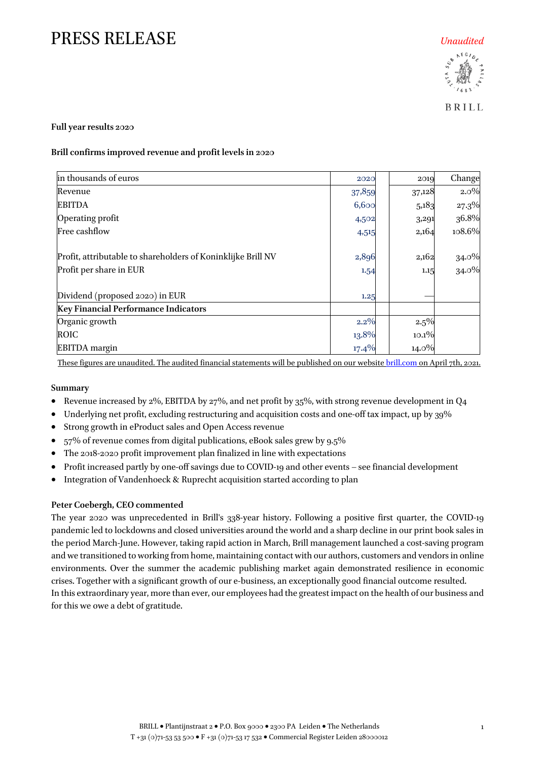# PRESS RELEASE

*Unaudited*

BRILL

**Full year results 2020**

**Brill confirms improved revenue and profit levels in 2020**

| in thousands of euros | 2020 | 2019 | Change |
|---|---|---|---|
| Revenue | 37,859 | 37,128 | 2.0% |
| EBITDA | 6,600 | 5,183 | 27.3% |
| Operating profit | 4,502 | 3,291 | 36.8% |
| Free cashflow | 4,515 | 2,164 | 108.6% |
| | | | |
| Profit, attributable to shareholders of Koninklijke Brill NV | 2,896 | 2,162 | 34.0% |
| Profit per share in EUR | 1.54 | 1.15 | 34.0% |
| | | | |
| Dividend (proposed 2020) in EUR | 1.25 | — | |
| **Key Financial Performance Indicators** | | | |
| Organic growth | 2.2% | 2.5% | |
| ROIC | 13.8% | 10.1% | |
| EBITDA margin | 17.4% | 14.0% | |

These figures are unaudited. The audited financial statements will be published on our website brill.com on April 7th, 2021.

**Summary**

- Revenue increased by 2%, EBITDA by 27%, and net profit by 35%, with strong revenue development in Q4
- Underlying net profit, excluding restructuring and acquisition costs and one-off tax impact, up by 39%
- Strong growth in eProduct sales and Open Access revenue
- 57% of revenue comes from digital publications, eBook sales grew by 9.5%
- The 2018-2020 profit improvement plan finalized in line with expectations
- Profit increased partly by one-off savings due to COVID-19 and other events – see financial development
- Integration of Vandenhoeck & Ruprecht acquisition started according to plan

**Peter Coebergh, CEO commented**

The year 2020 was unprecedented in Brill's 338-year history. Following a positive first quarter, the COVID-19 pandemic led to lockdowns and closed universities around the world and a sharp decline in our print book sales in the period March-June. However, taking rapid action in March, Brill management launched a cost-saving program and we transitioned to working from home, maintaining contact with our authors, customers and vendors in online environments. Over the summer the academic publishing market again demonstrated resilience in economic crises. Together with a significant growth of our e-business, an exceptionally good financial outcome resulted.
In this extraordinary year, more than ever, our employees had the greatest impact on the health of our business and for this we owe a debt of gratitude.

BRILL • Plantijnstraat 2 • P.O. Box 9000 • 2300 PA Leiden • The Netherlands
T +31 (0)71-53 53 500 • F +31 (0)71-53 17 532 • Commercial Register Leiden 28000012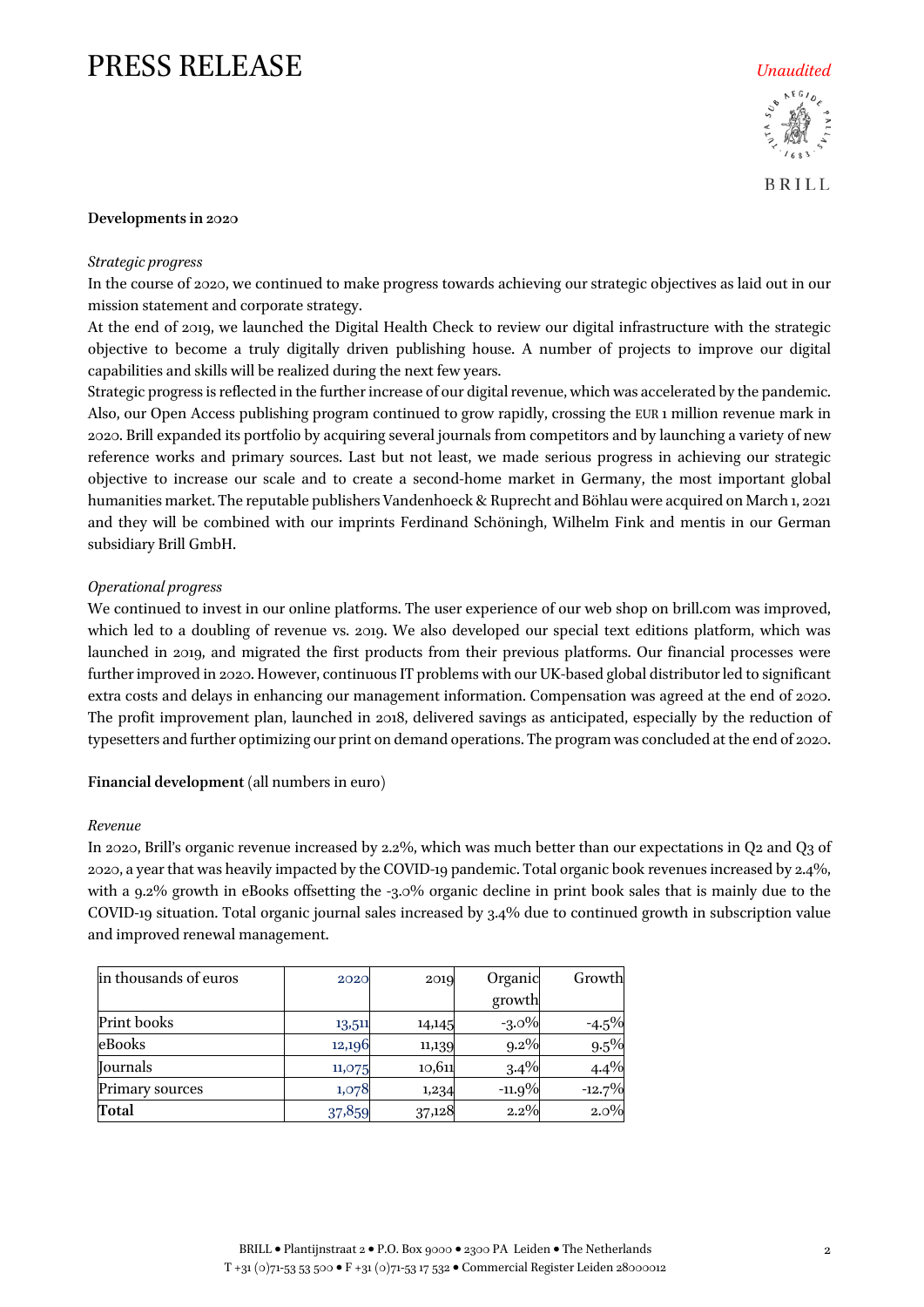**Developments in 2020**

*Strategic progress*

In the course of 2020, we continued to make progress towards achieving our strategic objectives as laid out in our mission statement and corporate strategy.

At the end of 2019, we launched the Digital Health Check to review our digital infrastructure with the strategic objective to become a truly digitally driven publishing house. A number of projects to improve our digital capabilities and skills will be realized during the next few years.

Strategic progress is reflected in the further increase of our digital revenue, which was accelerated by the pandemic. Also, our Open Access publishing program continued to grow rapidly, crossing the EUR 1 million revenue mark in 2020. Brill expanded its portfolio by acquiring several journals from competitors and by launching a variety of new reference works and primary sources. Last but not least, we made serious progress in achieving our strategic objective to increase our scale and to create a second-home market in Germany, the most important global humanities market. The reputable publishers Vandenhoeck & Ruprecht and Böhlau were acquired on March 1, 2021 and they will be combined with our imprints Ferdinand Schöningh, Wilhelm Fink and mentis in our German subsidiary Brill GmbH.

*Operational progress*

We continued to invest in our online platforms. The user experience of our web shop on brill.com was improved, which led to a doubling of revenue vs. 2019. We also developed our special text editions platform, which was launched in 2019, and migrated the first products from their previous platforms. Our financial processes were further improved in 2020. However, continuous IT problems with our UK-based global distributor led to significant extra costs and delays in enhancing our management information. Compensation was agreed at the end of 2020. The profit improvement plan, launched in 2018, delivered savings as anticipated, especially by the reduction of typesetters and further optimizing our print on demand operations. The program was concluded at the end of 2020.

**Financial development** (all numbers in euro)

*Revenue*

In 2020, Brill's organic revenue increased by 2.2%, which was much better than our expectations in Q2 and Q3 of 2020, a year that was heavily impacted by the COVID-19 pandemic. Total organic book revenues increased by 2.4%, with a 9.2% growth in eBooks offsetting the -3.0% organic decline in print book sales that is mainly due to the COVID-19 situation. Total organic journal sales increased by 3.4% due to continued growth in subscription value and improved renewal management.

| in thousands of euros | 2020 | 2019 | Organic growth | Growth |
|---|---|---|---|---|
| Print books | 13,511 | 14,145 | -3.0% | -4.5% |
| eBooks | 12,196 | 11,139 | 9.2% | 9.5% |
| Journals | 11,075 | 10,611 | 3.4% | 4.4% |
| Primary sources | 1,078 | 1,234 | -11.9% | -12.7% |
| **Total** | 37,859 | 37,128 | 2.2% | 2.0% |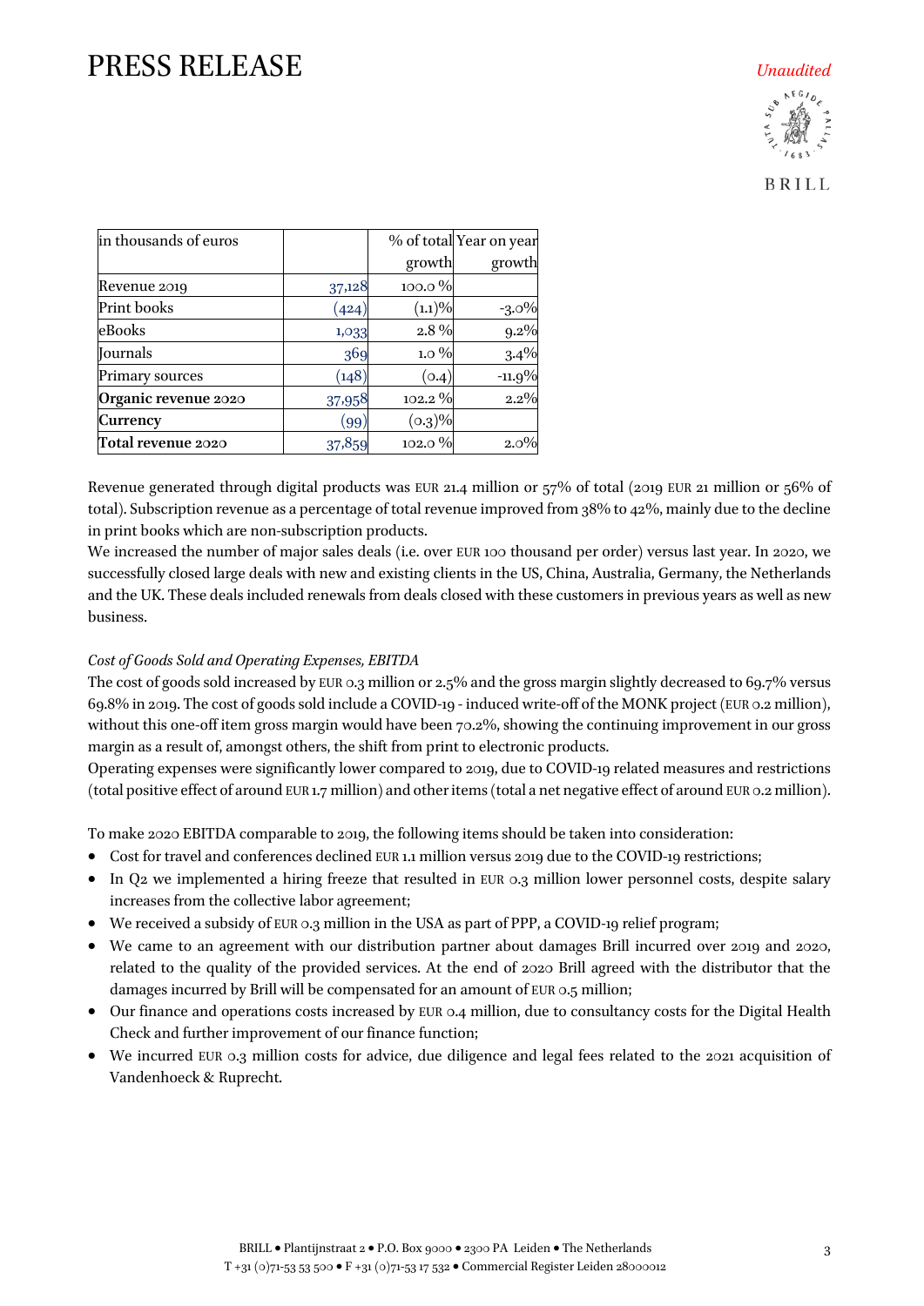| in thousands of euros | | % of total growth | Year on year growth |
|---|---|---|---|
| Revenue 2019 | 37,128 | 100.0 % | |
| Print books | (424) | (1.1)% | -3.0% |
| eBooks | 1,033 | 2.8 % | 9.2% |
| Journals | 369 | 1.0 % | 3.4% |
| Primary sources | (148) | (0.4) | -11.9% |
| **Organic revenue 2020** | 37,958 | 102.2 % | 2.2% |
| **Currency** | (99) | (0.3)% | |
| **Total revenue 2020** | 37,859 | 102.0 % | 2.0% |

Revenue generated through digital products was EUR 21.4 million or 57% of total (2019 EUR 21 million or 56% of total). Subscription revenue as a percentage of total revenue improved from 38% to 42%, mainly due to the decline in print books which are non-subscription products.

We increased the number of major sales deals (i.e. over EUR 100 thousand per order) versus last year. In 2020, we successfully closed large deals with new and existing clients in the US, China, Australia, Germany, the Netherlands and the UK. These deals included renewals from deals closed with these customers in previous years as well as new business.

*Cost of Goods Sold and Operating Expenses, EBITDA*

The cost of goods sold increased by EUR 0.3 million or 2.5% and the gross margin slightly decreased to 69.7% versus 69.8% in 2019. The cost of goods sold include a COVID-19 - induced write-off of the MONK project (EUR 0.2 million), without this one-off item gross margin would have been 70.2%, showing the continuing improvement in our gross margin as a result of, amongst others, the shift from print to electronic products.

Operating expenses were significantly lower compared to 2019, due to COVID-19 related measures and restrictions (total positive effect of around EUR 1.7 million) and other items (total a net negative effect of around EUR 0.2 million).

To make 2020 EBITDA comparable to 2019, the following items should be taken into consideration:

- Cost for travel and conferences declined EUR 1.1 million versus 2019 due to the COVID-19 restrictions;
- In Q2 we implemented a hiring freeze that resulted in EUR 0.3 million lower personnel costs, despite salary increases from the collective labor agreement;
- We received a subsidy of EUR 0.3 million in the USA as part of PPP, a COVID-19 relief program;
- We came to an agreement with our distribution partner about damages Brill incurred over 2019 and 2020, related to the quality of the provided services. At the end of 2020 Brill agreed with the distributor that the damages incurred by Brill will be compensated for an amount of EUR 0.5 million;
- Our finance and operations costs increased by EUR 0.4 million, due to consultancy costs for the Digital Health Check and further improvement of our finance function;
- We incurred EUR 0.3 million costs for advice, due diligence and legal fees related to the 2021 acquisition of Vandenhoeck & Ruprecht.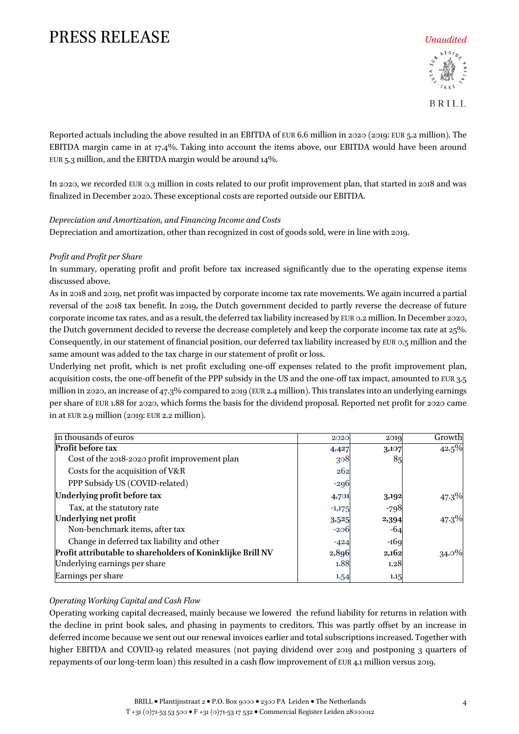# PRESS RELEASE

*Unaudited*

Reported actuals including the above resulted in an EBITDA of EUR 6.6 million in 2020 (2019: EUR 5.2 million). The EBITDA margin came in at 17.4%. Taking into account the items above, our EBITDA would have been around EUR 5.3 million, and the EBITDA margin would be around 14%.

In 2020, we recorded EUR 0.3 million in costs related to our profit improvement plan, that started in 2018 and was finalized in December 2020. These exceptional costs are reported outside our EBITDA.

*Depreciation and Amortization, and Financing Income and Costs*

Depreciation and amortization, other than recognized in cost of goods sold, were in line with 2019.

*Profit and Profit per Share*

In summary, operating profit and profit before tax increased significantly due to the operating expense items discussed above.

As in 2018 and 2019, net profit was impacted by corporate income tax rate movements. We again incurred a partial reversal of the 2018 tax benefit. In 2019, the Dutch government decided to partly reverse the decrease of future corporate income tax rates, and as a result, the deferred tax liability increased by EUR 0.2 million. In December 2020, the Dutch government decided to reverse the decrease completely and keep the corporate income tax rate at 25%. Consequently, in our statement of financial position, our deferred tax liability increased by EUR 0.5 million and the same amount was added to the tax charge in our statement of profit or loss.

Underlying net profit, which is net profit excluding one-off expenses related to the profit improvement plan, acquisition costs, the one-off benefit of the PPP subsidy in the US and the one-off tax impact, amounted to EUR 3.5 million in 2020, an increase of 47.3% compared to 2019 (EUR 2.4 million). This translates into an underlying earnings per share of EUR 1.88 for 2020, which forms the basis for the dividend proposal. Reported net profit for 2020 came in at EUR 2.9 million (2019: EUR 2.2 million).

| in thousands of euros | 2020 | 2019 | Growth |
|---|---|---|---|
| **Profit before tax** | **4,427** | **3,107** | 42.5% |
| Cost of the 2018-2020 profit improvement plan | 308 | 85 | |
| Costs for the acquisition of V&R | 262 | | |
| PPP Subsidy US (COVID-related) | -296 | | |
| **Underlying profit before tax** | **4,701** | **3,192** | 47.3% |
| Tax, at the statutory rate | -1,175 | -798 | |
| **Underlying net profit** | **3,525** | **2,394** | 47.3% |
| Non-benchmark items, after tax | -206 | -64 | |
| Change in deferred tax liability and other | -424 | -169 | |
| **Profit attributable to shareholders of Koninklijke Brill NV** | **2,896** | **2,162** | 34.0% |
| Underlying earnings per share | 1.88 | 1.28 | |
| Earnings per share | 1.54 | 1.15 | |

*Operating Working Capital and Cash Flow*

Operating working capital decreased, mainly because we lowered the refund liability for returns in relation with the decline in print book sales, and phasing in payments to creditors. This was partly offset by an increase in deferred income because we sent out our renewal invoices earlier and total subscriptions increased. Together with higher EBITDA and COVID-19 related measures (not paying dividend over 2019 and postponing 3 quarters of repayments of our long-term loan) this resulted in a cash flow improvement of EUR 4.1 million versus 2019.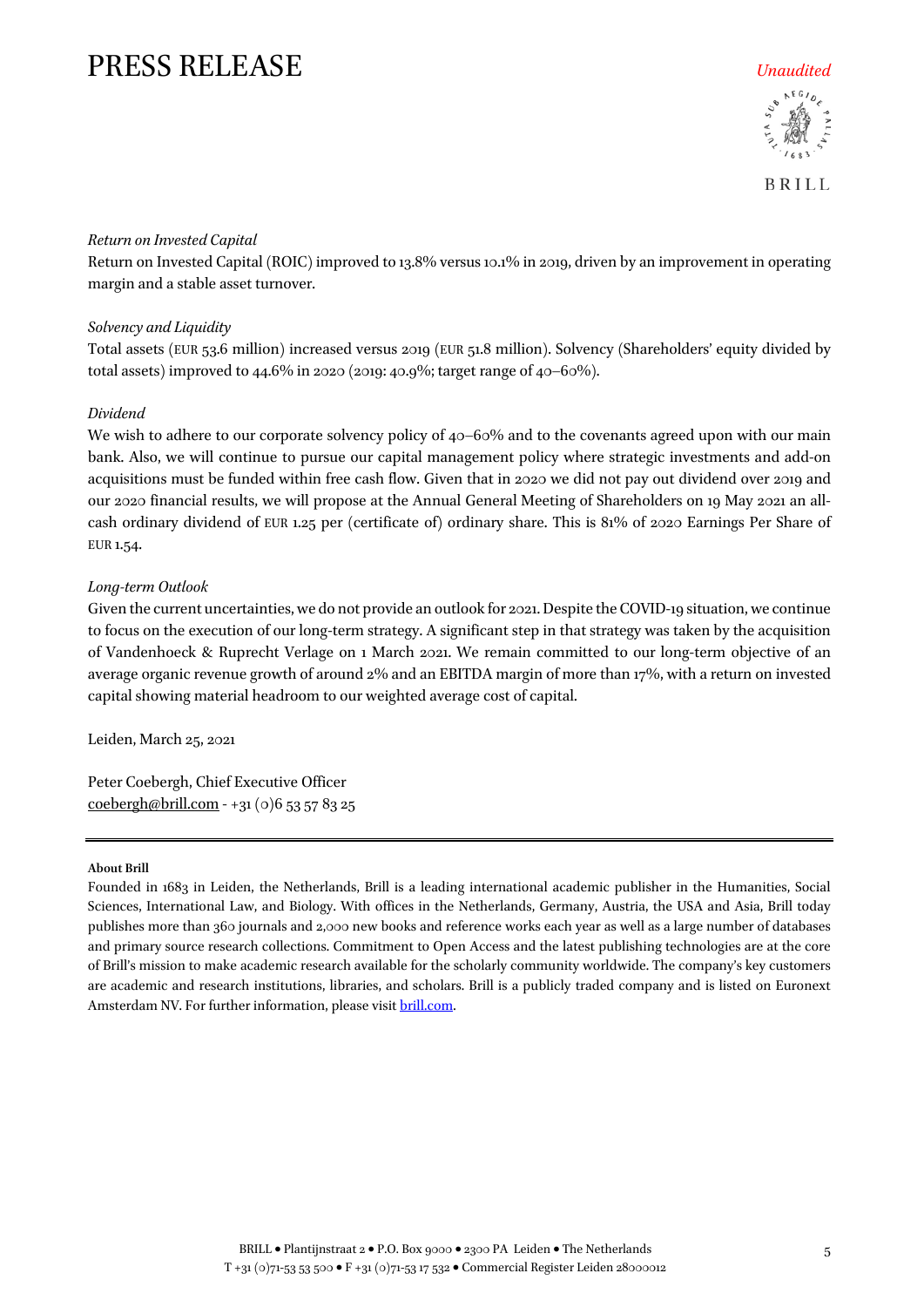*Return on Invested Capital*

Return on Invested Capital (ROIC) improved to 13.8% versus 10.1% in 2019, driven by an improvement in operating margin and a stable asset turnover.

*Solvency and Liquidity*

Total assets (EUR 53.6 million) increased versus 2019 (EUR 51.8 million). Solvency (Shareholders' equity divided by total assets) improved to 44.6% in 2020 (2019: 40.9%; target range of 40–60%).

*Dividend*

We wish to adhere to our corporate solvency policy of 40–60% and to the covenants agreed upon with our main bank. Also, we will continue to pursue our capital management policy where strategic investments and add-on acquisitions must be funded within free cash flow. Given that in 2020 we did not pay out dividend over 2019 and our 2020 financial results, we will propose at the Annual General Meeting of Shareholders on 19 May 2021 an all-cash ordinary dividend of EUR 1.25 per (certificate of) ordinary share. This is 81% of 2020 Earnings Per Share of EUR 1.54.

*Long-term Outlook*

Given the current uncertainties, we do not provide an outlook for 2021. Despite the COVID-19 situation, we continue to focus on the execution of our long-term strategy. A significant step in that strategy was taken by the acquisition of Vandenhoeck & Ruprecht Verlage on 1 March 2021. We remain committed to our long-term objective of an average organic revenue growth of around 2% and an EBITDA margin of more than 17%, with a return on invested capital showing material headroom to our weighted average cost of capital.

Leiden, March 25, 2021

Peter Coebergh, Chief Executive Officer
coebergh@brill.com - +31 (0)6 53 57 83 25

---

**About Brill**

Founded in 1683 in Leiden, the Netherlands, Brill is a leading international academic publisher in the Humanities, Social Sciences, International Law, and Biology. With offices in the Netherlands, Germany, Austria, the USA and Asia, Brill today publishes more than 360 journals and 2,000 new books and reference works each year as well as a large number of databases and primary source research collections. Commitment to Open Access and the latest publishing technologies are at the core of Brill's mission to make academic research available for the scholarly community worldwide. The company's key customers are academic and research institutions, libraries, and scholars. Brill is a publicly traded company and is listed on Euronext Amsterdam NV. For further information, please visit brill.com.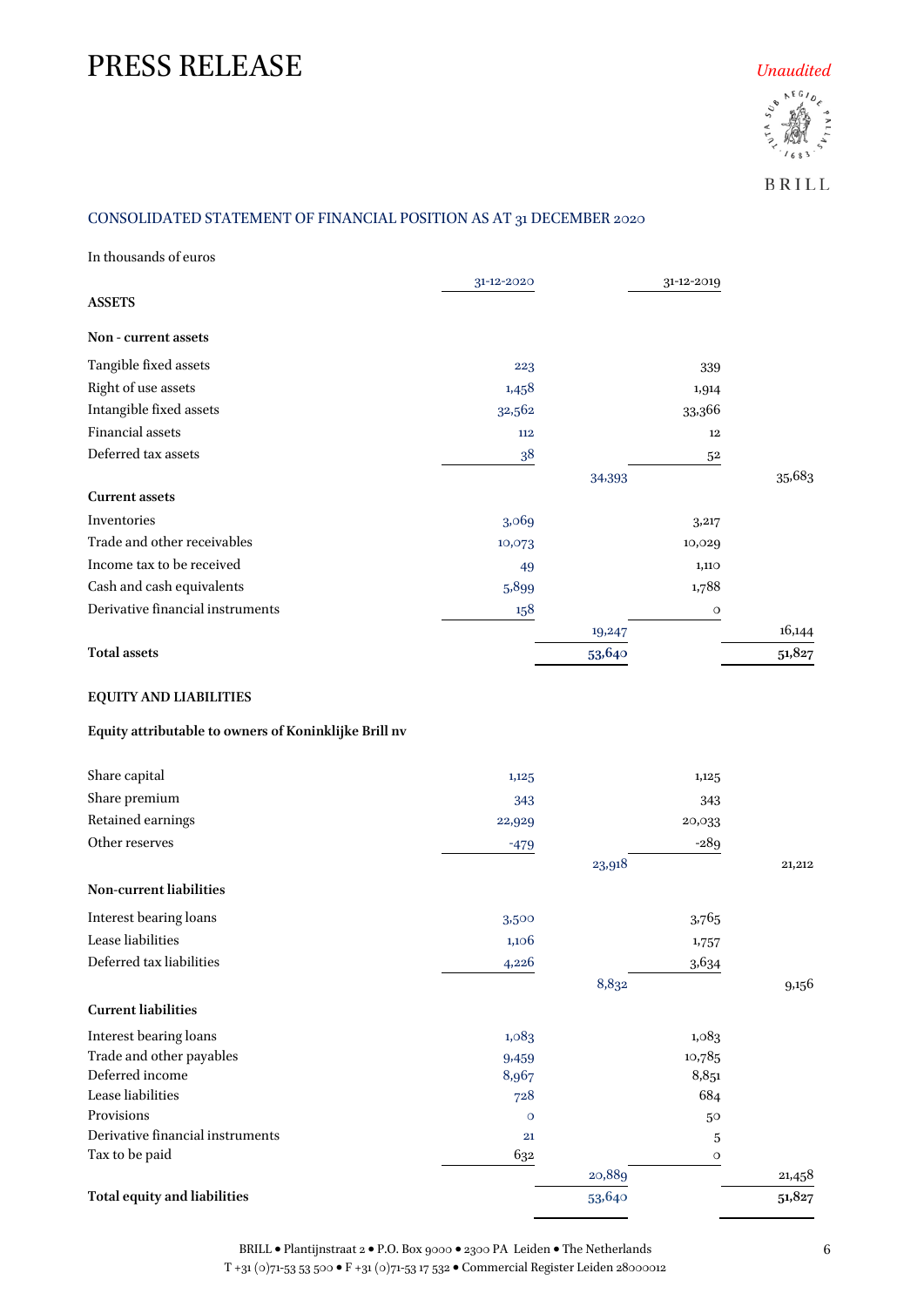# PRESS RELEASE

*Unaudited*

BRILL

## CONSOLIDATED STATEMENT OF FINANCIAL POSITION AS AT 31 DECEMBER 2020

In thousands of euros

| | 31-12-2020 | | 31-12-2019 | |
|---|---|---|---|---|
| **ASSETS** | | | | |
| **Non - current assets** | | | | |
| Tangible fixed assets | 223 | | 339 | |
| Right of use assets | 1,458 | | 1,914 | |
| Intangible fixed assets | 32,562 | | 33,366 | |
| Financial assets | 112 | | 12 | |
| Deferred tax assets | 38 | | 52 | |
| | | 34,393 | | 35,683 |
| **Current assets** | | | | |
| Inventories | 3,069 | | 3,217 | |
| Trade and other receivables | 10,073 | | 10,029 | |
| Income tax to be received | 49 | | 1,110 | |
| Cash and cash equivalents | 5,899 | | 1,788 | |
| Derivative financial instruments | 158 | | 0 | |
| | | 19,247 | | 16,144 |
| **Total assets** | | **53,640** | | **51,827** |
| | | | | |
| **EQUITY AND LIABILITIES** | | | | |
| **Equity attributable to owners of Koninklijke Brill nv** | | | | |
| Share capital | 1,125 | | 1,125 | |
| Share premium | 343 | | 343 | |
| Retained earnings | 22,929 | | 20,033 | |
| Other reserves | -479 | | -289 | |
| | | 23,918 | | 21,212 |
| **Non-current liabilities** | | | | |
| Interest bearing loans | 3,500 | | 3,765 | |
| Lease liabilities | 1,106 | | 1,757 | |
| Deferred tax liabilities | 4,226 | | 3,634 | |
| | | 8,832 | | 9,156 |
| **Current liabilities** | | | | |
| Interest bearing loans | 1,083 | | 1,083 | |
| Trade and other payables | 9,459 | | 10,785 | |
| Deferred income | 8,967 | | 8,851 | |
| Lease liabilities | 728 | | 684 | |
| Provisions | 0 | | 50 | |
| Derivative financial instruments | 21 | | 5 | |
| Tax to be paid | 632 | | 0 | |
| | | 20,889 | | 21,458 |
| **Total equity and liabilities** | | **53,640** | | **51,827** |

BRILL • Plantijnstraat 2 • P.O. Box 9000 • 2300 PA Leiden • The Netherlands
T +31 (0)71-53 53 500 • F +31 (0)71-53 17 532 • Commercial Register Leiden 28000012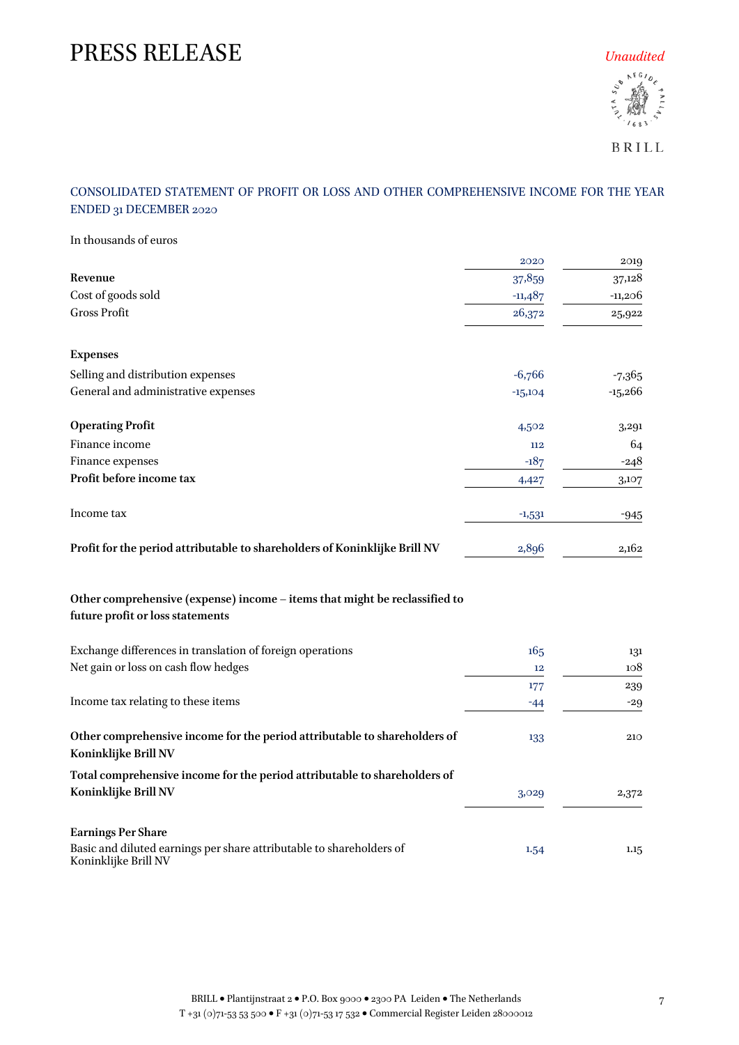# PRESS RELEASE

*Unaudited*

BRILL

## CONSOLIDATED STATEMENT OF PROFIT OR LOSS AND OTHER COMPREHENSIVE INCOME FOR THE YEAR ENDED 31 DECEMBER 2020

In thousands of euros

| | 2020 | 2019 |
|---|---|---|
| **Revenue** | 37,859 | 37,128 |
| Cost of goods sold | -11,487 | -11,206 |
| Gross Profit | 26,372 | 25,922 |
| | | |
| **Expenses** | | |
| Selling and distribution expenses | -6,766 | -7,365 |
| General and administrative expenses | -15,104 | -15,266 |
| | | |
| **Operating Profit** | 4,502 | 3,291 |
| Finance income | 112 | 64 |
| Finance expenses | -187 | -248 |
| **Profit before income tax** | 4,427 | 3,107 |
| | | |
| Income tax | -1,531 | -945 |
| | | |
| **Profit for the period attributable to shareholders of Koninklijke Brill NV** | 2,896 | 2,162 |
| | | |
| **Other comprehensive (expense) income – items that might be reclassified to future profit or loss statements** | | |
| | | |
| Exchange differences in translation of foreign operations | 165 | 131 |
| Net gain or loss on cash flow hedges | 12 | 108 |
| | 177 | 239 |
| Income tax relating to these items | -44 | -29 |
| | | |
| **Other comprehensive income for the period attributable to shareholders of Koninklijke Brill NV** | 133 | 210 |
| **Total comprehensive income for the period attributable to shareholders of Koninklijke Brill NV** | 3,029 | 2,372 |
| | | |
| **Earnings Per Share** | | |
| Basic and diluted earnings per share attributable to shareholders of Koninklijke Brill NV | 1.54 | 1.15 |

BRILL • Plantijnstraat 2 • P.O. Box 9000 • 2300 PA Leiden • The Netherlands
T +31 (0)71-53 53 500 • F +31 (0)71-53 17 532 • Commercial Register Leiden 28000012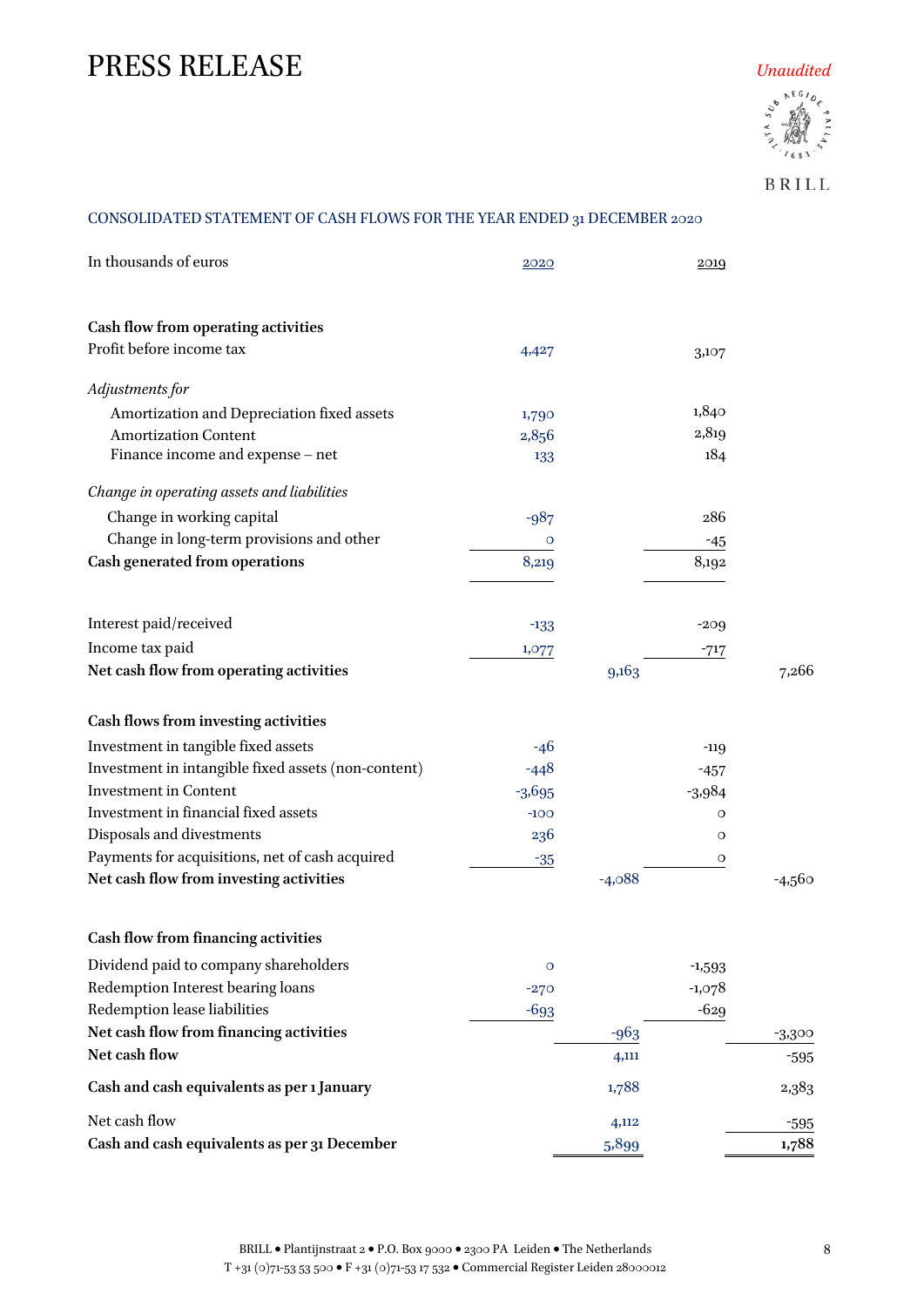# PRESS RELEASE

*Unaudited*

BRILL

CONSOLIDATED STATEMENT OF CASH FLOWS FOR THE YEAR ENDED 31 DECEMBER 2020

| In thousands of euros | 2020 | | 2019 | |
|---|---|---|---|---|
| **Cash flow from operating activities** | | | | |
| Profit before income tax | 4,427 | | 3,107 | |
| *Adjustments for* | | | | |
| Amortization and Depreciation fixed assets | 1,790 | | 1,840 | |
| Amortization Content | 2,856 | | 2,819 | |
| Finance income and expense – net | 133 | | 184 | |
| *Change in operating assets and liabilities* | | | | |
| Change in working capital | -987 | | 286 | |
| Change in long-term provisions and other | 0 | | -45 | |
| **Cash generated from operations** | 8,219 | | 8,192 | |
| Interest paid/received | -133 | | -209 | |
| Income tax paid | 1,077 | | -717 | |
| **Net cash flow from operating activities** | | 9,163 | | 7,266 |
| **Cash flows from investing activities** | | | | |
| Investment in tangible fixed assets | -46 | | -119 | |
| Investment in intangible fixed assets (non-content) | -448 | | -457 | |
| Investment in Content | -3,695 | | -3,984 | |
| Investment in financial fixed assets | -100 | | 0 | |
| Disposals and divestments | 236 | | 0 | |
| Payments for acquisitions, net of cash acquired | -35 | | 0 | |
| **Net cash flow from investing activities** | | -4,088 | | -4,560 |
| **Cash flow from financing activities** | | | | |
| Dividend paid to company shareholders | 0 | | -1,593 | |
| Redemption Interest bearing loans | -270 | | -1,078 | |
| Redemption lease liabilities | -693 | | -629 | |
| **Net cash flow from financing activities** | | -963 | | -3,300 |
| **Net cash flow** | | 4,111 | | -595 |
| **Cash and cash equivalents as per 1 January** | | 1,788 | | 2,383 |
| Net cash flow | | 4,112 | | -595 |
| **Cash and cash equivalents as per 31 December** | | 5,899 | | 1,788 |

BRILL • Plantijnstraat 2 • P.O. Box 9000 • 2300 PA Leiden • The Netherlands
T +31 (0)71-53 53 500 • F +31 (0)71-53 17 532 • Commercial Register Leiden 28000012